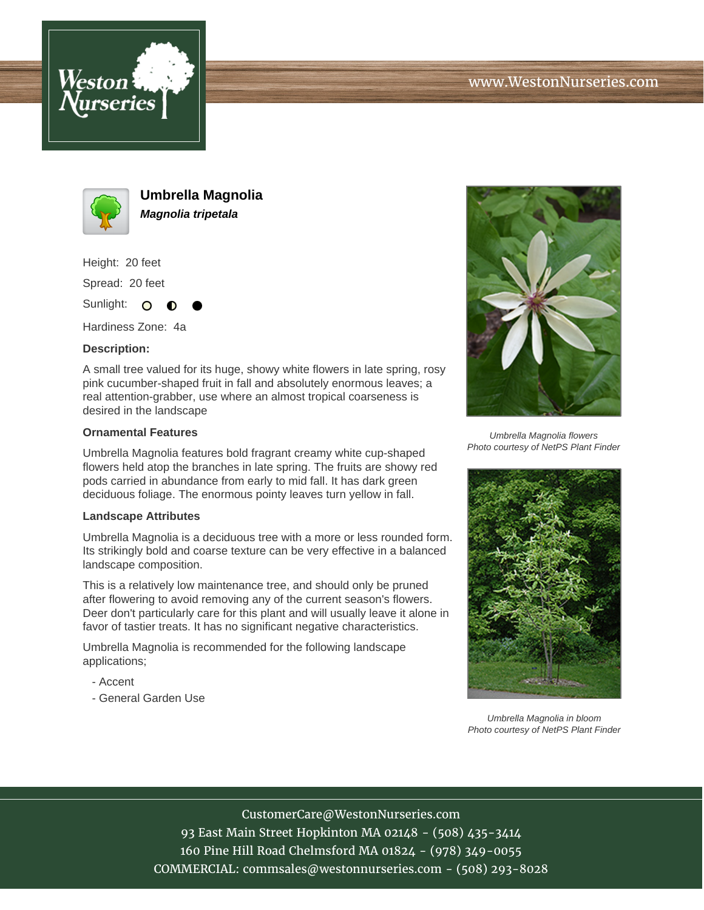# Umbrella Magnolia

***Magnolia tripetala***

Height: 20 feet

Spread: 20 feet

Sunlight:

Hardiness Zone: 4a

**Description:**

A small tree valued for its huge, showy white flowers in late spring, rosy pink cucumber-shaped fruit in fall and absolutely enormous leaves; a real attention-grabber, use where an almost tropical coarseness is desired in the landscape

**Ornamental Features**

Umbrella Magnolia features bold fragrant creamy white cup-shaped flowers held atop the branches in late spring. The fruits are showy red pods carried in abundance from early to mid fall. It has dark green deciduous foliage. The enormous pointy leaves turn yellow in fall.

**Landscape Attributes**

Umbrella Magnolia is a deciduous tree with a more or less rounded form. Its strikingly bold and coarse texture can be very effective in a balanced landscape composition.

This is a relatively low maintenance tree, and should only be pruned after flowering to avoid removing any of the current season's flowers. Deer don't particularly care for this plant and will usually leave it alone in favor of tastier treats. It has no significant negative characteristics.

Umbrella Magnolia is recommended for the following landscape applications;

- Accent
- General Garden Use

*Umbrella Magnolia flowers*
*Photo courtesy of NetPS Plant Finder*

*Umbrella Magnolia in bloom*
*Photo courtesy of NetPS Plant Finder*

CustomerCare@WestonNurseries.com
93 East Main Street Hopkinton MA 02148 - (508) 435-3414
160 Pine Hill Road Chelmsford MA 01824 - (978) 349-0055
COMMERCIAL: commsales@westonnurseries.com - (508) 293-8028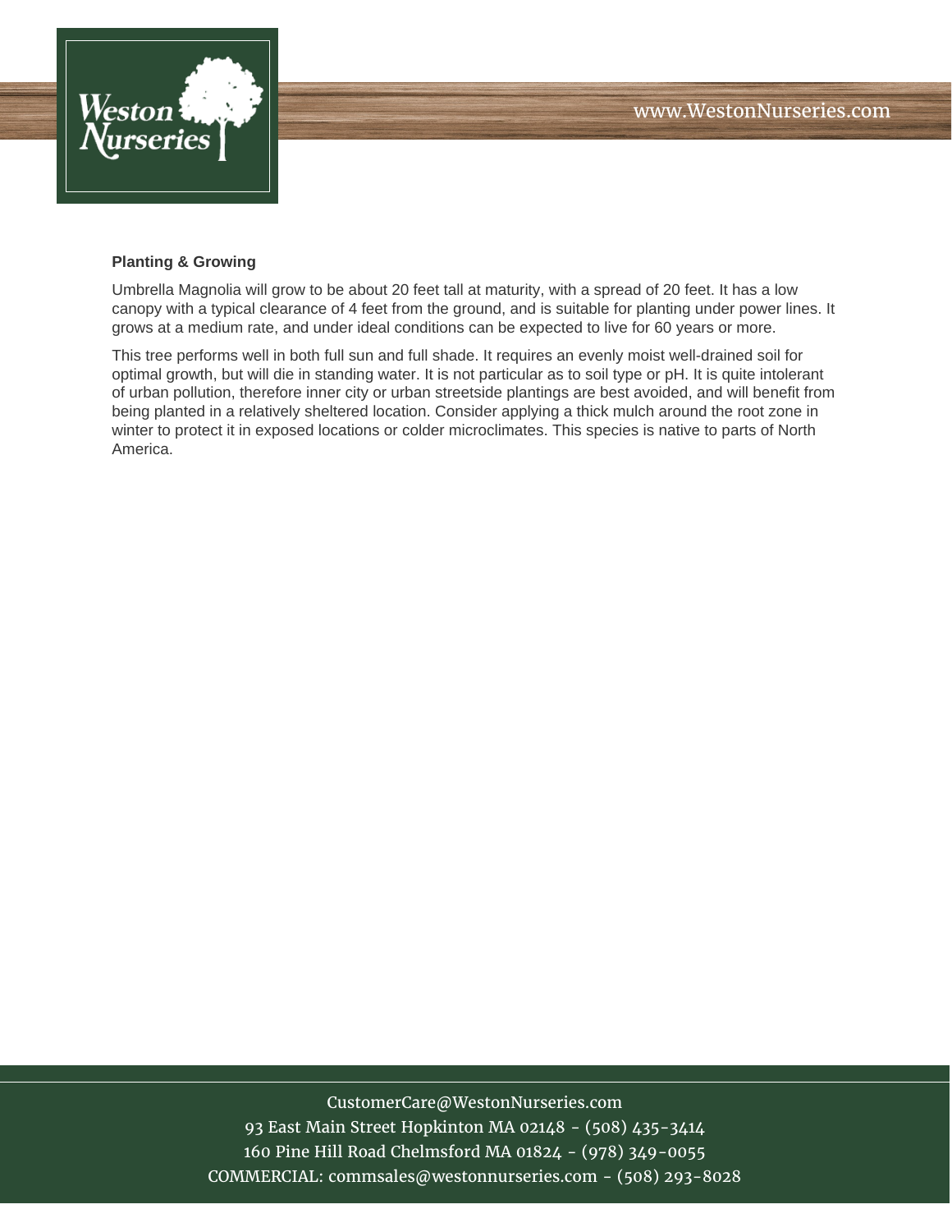**Planting & Growing**

Umbrella Magnolia will grow to be about 20 feet tall at maturity, with a spread of 20 feet. It has a low canopy with a typical clearance of 4 feet from the ground, and is suitable for planting under power lines. It grows at a medium rate, and under ideal conditions can be expected to live for 60 years or more.

This tree performs well in both full sun and full shade. It requires an evenly moist well-drained soil for optimal growth, but will die in standing water. It is not particular as to soil type or pH. It is quite intolerant of urban pollution, therefore inner city or urban streetside plantings are best avoided, and will benefit from being planted in a relatively sheltered location. Consider applying a thick mulch around the root zone in winter to protect it in exposed locations or colder microclimates. This species is native to parts of North America.